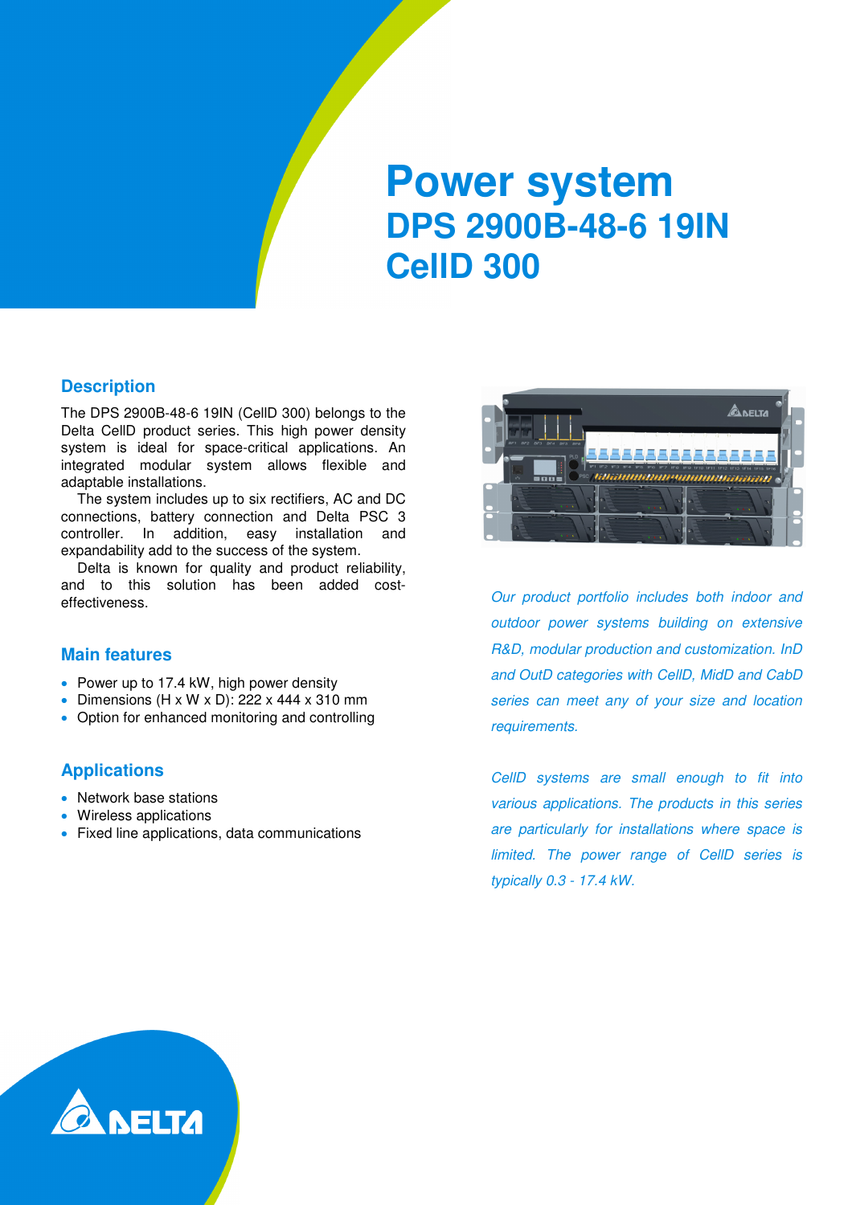# Power system

## DPS 2900B-48-6 19IN CellD 300

### Description

The DPS 2900B-48-6 19IN (CellD 300) belongs to the Delta CellD product series. This high power density system is ideal for space-critical applications. An integrated modular system allows flexible and adaptable installations.

The system includes up to six rectifiers, AC and DC connections, battery connection and Delta PSC 3 controller. In addition, easy installation and expandability add to the success of the system.

Delta is known for quality and product reliability, and to this solution has been added cost-effectiveness.

### Main features

- Power up to 17.4 kW, high power density
- Dimensions (H x W x D): 222 x 444 x 310 mm
- Option for enhanced monitoring and controlling

### Applications

- Network base stations
- Wireless applications
- Fixed line applications, data communications

*Our product portfolio includes both indoor and outdoor power systems building on extensive R&D, modular production and customization. InD and OutD categories with CellD, MidD and CabD series can meet any of your size and location requirements.*

*CellD systems are small enough to fit into various applications. The products in this series are particularly for installations where space is limited. The power range of CellD series is typically 0.3 - 17.4 kW.*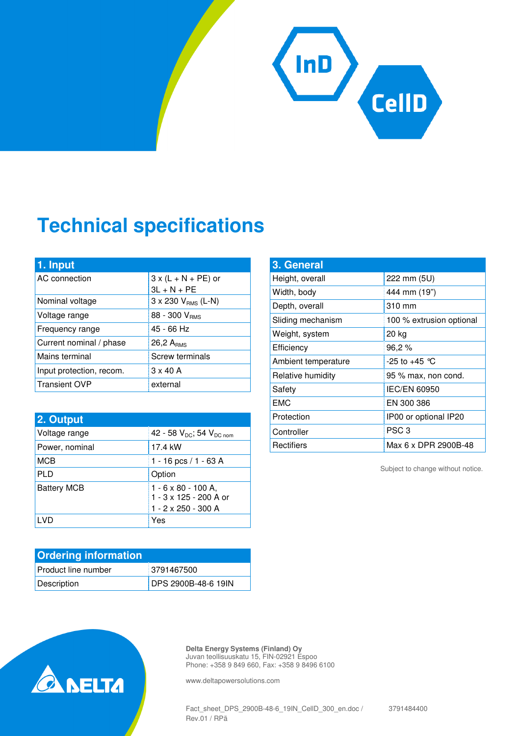# Technical specifications

| 1. Input | |
|---|---|
| AC connection | 3 x (L + N + PE) or 3L + N + PE |
| Nominal voltage | 3 x 230 $V_{RMS}$ (L-N) |
| Voltage range | 88 - 300 $V_{RMS}$ |
| Frequency range | 45 - 66 Hz |
| Current nominal / phase | 26,2 $A_{RMS}$ |
| Mains terminal | Screw terminals |
| Input protection, recom. | 3 x 40 A |
| Transient OVP | external |

| 2. Output | |
|---|---|
| Voltage range | 42 - 58 $V_{DC}$; 54 $V_{DC\ nom}$ |
| Power, nominal | 17.4 kW |
| MCB | 1 - 16 pcs / 1 - 63 A |
| PLD | Option |
| Battery MCB | 1 - 6 x 80 - 100 A, 1 - 3 x 125 - 200 A or 1 - 2 x 250 - 300 A |
| LVD | Yes |

| Ordering information | |
|---|---|
| Product line number | 3791467500 |
| Description | DPS 2900B-48-6 19IN |

| 3. General | |
|---|---|
| Height, overall | 222 mm (5U) |
| Width, body | 444 mm (19") |
| Depth, overall | 310 mm |
| Sliding mechanism | 100 % extrusion optional |
| Weight, system | 20 kg |
| Efficiency | 96,2 % |
| Ambient temperature | -25 to +45 °C |
| Relative humidity | 95 % max, non cond. |
| Safety | IEC/EN 60950 |
| EMC | EN 300 386 |
| Protection | IP00 or optional IP20 |
| Controller | PSC 3 |
| Rectifiers | Max 6 x DPR 2900B-48 |

Subject to change without notice.

**Delta Energy Systems (Finland) Oy**
Juvan teollisuuskatu 15, FIN-02921 Espoo
Phone: +358 9 849 660, Fax: +358 9 8496 6100

www.deltapowersolutions.com

Fact_sheet_DPS_2900B-48-6_19IN_CellD_300_en.doc / Rev.01 / RPä 3791484400